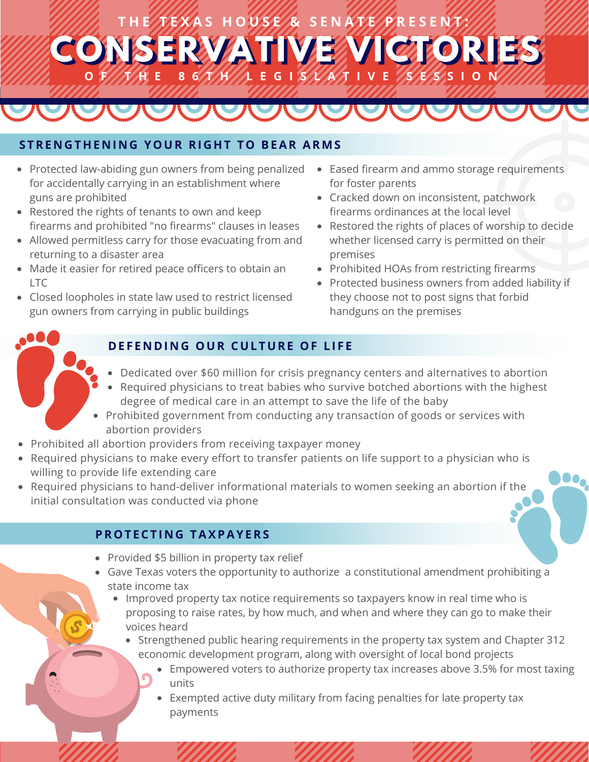THE TEXAS HOUSE & SENATE PRESENT:

# CONSERVATIVE VICTORIES

OF THE 86TH LEGISLATIVE SESSION

## STRENGTHENING YOUR RIGHT TO BEAR ARMS

- Protected law-abiding gun owners from being penalized for accidentally carrying in an establishment where guns are prohibited
- Restored the rights of tenants to own and keep firearms and prohibited "no firearms" clauses in leases
- Allowed permitless carry for those evacuating from and returning to a disaster area
- Made it easier for retired peace officers to obtain an LTC
- Closed loopholes in state law used to restrict licensed gun owners from carrying in public buildings
- Eased firearm and ammo storage requirements for foster parents
- Cracked down on inconsistent, patchwork firearms ordinances at the local level
- Restored the rights of places of worship to decide whether licensed carry is permitted on their premises
- Prohibited HOAs from restricting firearms
- Protected business owners from added liability if they choose not to post signs that forbid handguns on the premises

## DEFENDING OUR CULTURE OF LIFE

- Dedicated over $60 million for crisis pregnancy centers and alternatives to abortion
- Required physicians to treat babies who survive botched abortions with the highest degree of medical care in an attempt to save the life of the baby
- Prohibited government from conducting any transaction of goods or services with abortion providers
- Prohibited all abortion providers from receiving taxpayer money
- Required physicians to make every effort to transfer patients on life support to a physician who is willing to provide life extending care
- Required physicians to hand-deliver informational materials to women seeking an abortion if the initial consultation was conducted via phone

## PROTECTING TAXPAYERS

- Provided $5 billion in property tax relief
- Gave Texas voters the opportunity to authorize a constitutional amendment prohibiting a state income tax
- Improved property tax notice requirements so taxpayers know in real time who is proposing to raise rates, by how much, and when and where they can go to make their voices heard
- Strengthened public hearing requirements in the property tax system and Chapter 312 economic development program, along with oversight of local bond projects
- Empowered voters to authorize property tax increases above 3.5% for most taxing units
- Exempted active duty military from facing penalties for late property tax payments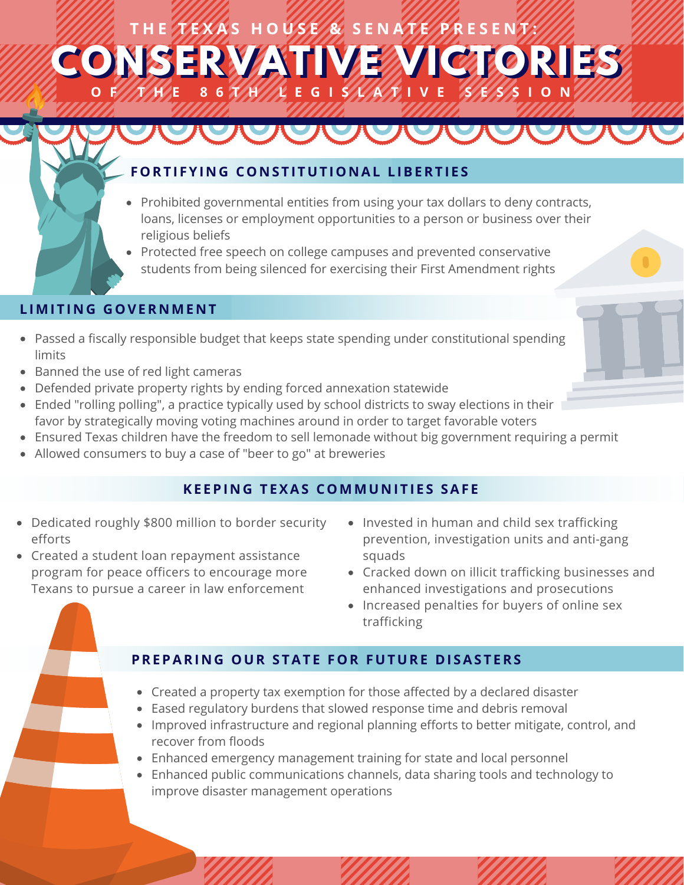THE TEXAS HOUSE & SENATE PRESENT:

# CONSERVATIVE VICTORIES

OF THE 86TH LEGISLATIVE SESSION

## FORTIFYING CONSTITUTIONAL LIBERTIES

- Prohibited governmental entities from using your tax dollars to deny contracts, loans, licenses or employment opportunities to a person or business over their religious beliefs
- Protected free speech on college campuses and prevented conservative students from being silenced for exercising their First Amendment rights

## LIMITING GOVERNMENT

- Passed a fiscally responsible budget that keeps state spending under constitutional spending limits
- Banned the use of red light cameras
- Defended private property rights by ending forced annexation statewide
- Ended "rolling polling", a practice typically used by school districts to sway elections in their favor by strategically moving voting machines around in order to target favorable voters
- Ensured Texas children have the freedom to sell lemonade without big government requiring a permit
- Allowed consumers to buy a case of "beer to go" at breweries

## KEEPING TEXAS COMMUNITIES SAFE

- Dedicated roughly $800 million to border security efforts
- Created a student loan repayment assistance program for peace officers to encourage more Texans to pursue a career in law enforcement
- Invested in human and child sex trafficking prevention, investigation units and anti-gang squads
- Cracked down on illicit trafficking businesses and enhanced investigations and prosecutions
- Increased penalties for buyers of online sex trafficking

## PREPARING OUR STATE FOR FUTURE DISASTERS

- Created a property tax exemption for those affected by a declared disaster
- Eased regulatory burdens that slowed response time and debris removal
- Improved infrastructure and regional planning efforts to better mitigate, control, and recover from floods
- Enhanced emergency management training for state and local personnel
- Enhanced public communications channels, data sharing tools and technology to improve disaster management operations